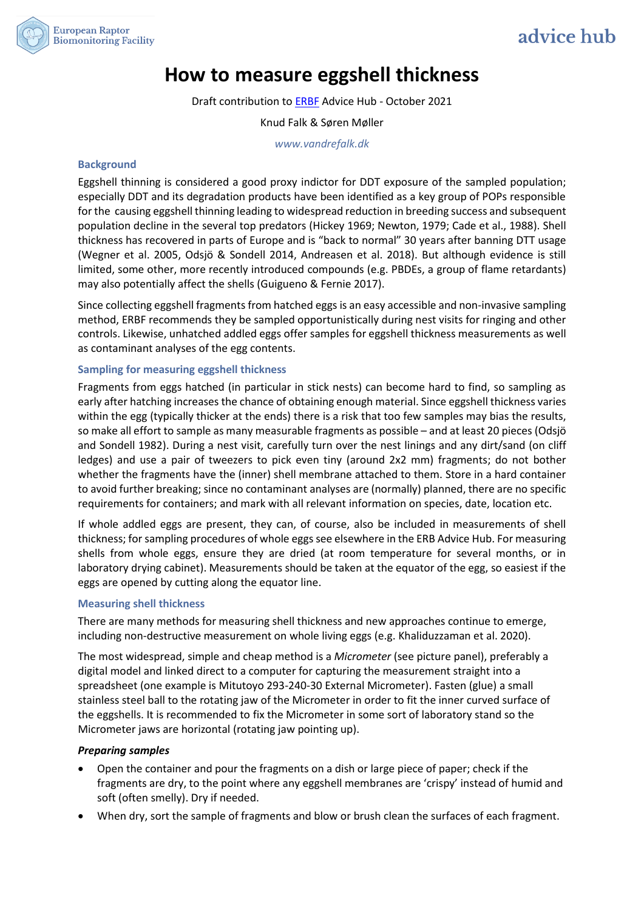# How to measure eggshell thickness

Draft contribution to ERBF Advice Hub - October 2021

Knud Falk & Søren Møller

*www.vandrefalk.dk*

## Background

Eggshell thinning is considered a good proxy indictor for DDT exposure of the sampled population; especially DDT and its degradation products have been identified as a key group of POPs responsible for the causing eggshell thinning leading to widespread reduction in breeding success and subsequent population decline in the several top predators (Hickey 1969; Newton, 1979; Cade et al., 1988). Shell thickness has recovered in parts of Europe and is "back to normal" 30 years after banning DTT usage (Wegner et al. 2005, Odsjö & Sondell 2014, Andreasen et al. 2018). But although evidence is still limited, some other, more recently introduced compounds (e.g. PBDEs, a group of flame retardants) may also potentially affect the shells (Guigueno & Fernie 2017).

Since collecting eggshell fragments from hatched eggs is an easy accessible and non-invasive sampling method, ERBF recommends they be sampled opportunistically during nest visits for ringing and other controls. Likewise, unhatched addled eggs offer samples for eggshell thickness measurements as well as contaminant analyses of the egg contents.

## Sampling for measuring eggshell thickness

Fragments from eggs hatched (in particular in stick nests) can become hard to find, so sampling as early after hatching increases the chance of obtaining enough material. Since eggshell thickness varies within the egg (typically thicker at the ends) there is a risk that too few samples may bias the results, so make all effort to sample as many measurable fragments as possible – and at least 20 pieces (Odsjö and Sondell 1982). During a nest visit, carefully turn over the nest linings and any dirt/sand (on cliff ledges) and use a pair of tweezers to pick even tiny (around 2x2 mm) fragments; do not bother whether the fragments have the (inner) shell membrane attached to them. Store in a hard container to avoid further breaking; since no contaminant analyses are (normally) planned, there are no specific requirements for containers; and mark with all relevant information on species, date, location etc.

If whole addled eggs are present, they can, of course, also be included in measurements of shell thickness; for sampling procedures of whole eggs see elsewhere in the ERB Advice Hub. For measuring shells from whole eggs, ensure they are dried (at room temperature for several months, or in laboratory drying cabinet). Measurements should be taken at the equator of the egg, so easiest if the eggs are opened by cutting along the equator line.

## Measuring shell thickness

There are many methods for measuring shell thickness and new approaches continue to emerge, including non-destructive measurement on whole living eggs (e.g. Khaliduzzaman et al. 2020).

The most widespread, simple and cheap method is a *Micrometer* (see picture panel), preferably a digital model and linked direct to a computer for capturing the measurement straight into a spreadsheet (one example is Mitutoyo 293-240-30 External Micrometer). Fasten (glue) a small stainless steel ball to the rotating jaw of the Micrometer in order to fit the inner curved surface of the eggshells. It is recommended to fix the Micrometer in some sort of laboratory stand so the Micrometer jaws are horizontal (rotating jaw pointing up).

### *Preparing samples*

- Open the container and pour the fragments on a dish or large piece of paper; check if the fragments are dry, to the point where any eggshell membranes are 'crispy' instead of humid and soft (often smelly). Dry if needed.
- When dry, sort the sample of fragments and blow or brush clean the surfaces of each fragment.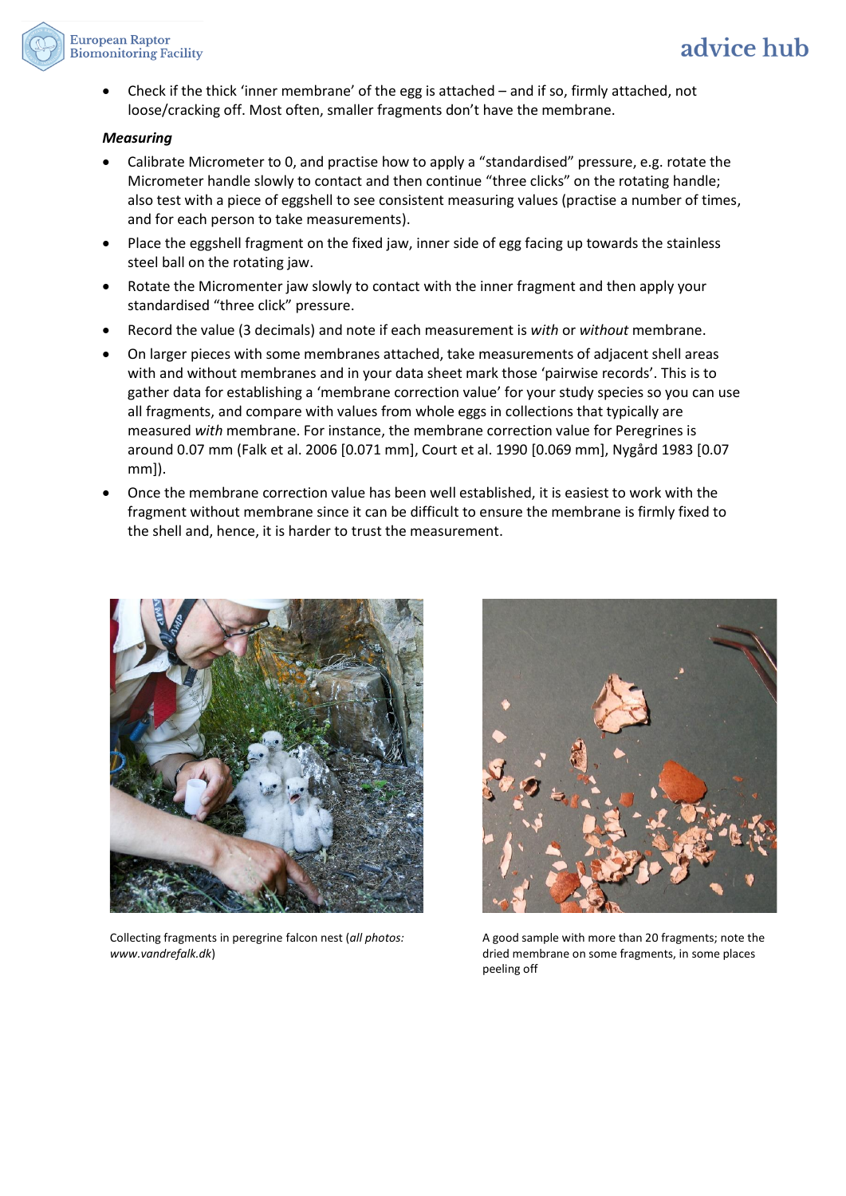- Check if the thick 'inner membrane' of the egg is attached – and if so, firmly attached, not loose/cracking off. Most often, smaller fragments don't have the membrane.

***Measuring***

- Calibrate Micrometer to 0, and practise how to apply a "standardised" pressure, e.g. rotate the Micrometer handle slowly to contact and then continue "three clicks" on the rotating handle; also test with a piece of eggshell to see consistent measuring values (practise a number of times, and for each person to take measurements).
- Place the eggshell fragment on the fixed jaw, inner side of egg facing up towards the stainless steel ball on the rotating jaw.
- Rotate the Micromenter jaw slowly to contact with the inner fragment and then apply your standardised "three click" pressure.
- Record the value (3 decimals) and note if each measurement is *with* or *without* membrane.
- On larger pieces with some membranes attached, take measurements of adjacent shell areas with and without membranes and in your data sheet mark those 'pairwise records'. This is to gather data for establishing a 'membrane correction value' for your study species so you can use all fragments, and compare with values from whole eggs in collections that typically are measured *with* membrane. For instance, the membrane correction value for Peregrines is around 0.07 mm (Falk et al. 2006 [0.071 mm], Court et al. 1990 [0.069 mm], Nygård 1983 [0.07 mm]).
- Once the membrane correction value has been well established, it is easiest to work with the fragment without membrane since it can be difficult to ensure the membrane is firmly fixed to the shell and, hence, it is harder to trust the measurement.

Collecting fragments in peregrine falcon nest (*all photos: www.vandrefalk.dk*)

A good sample with more than 20 fragments; note the dried membrane on some fragments, in some places peeling off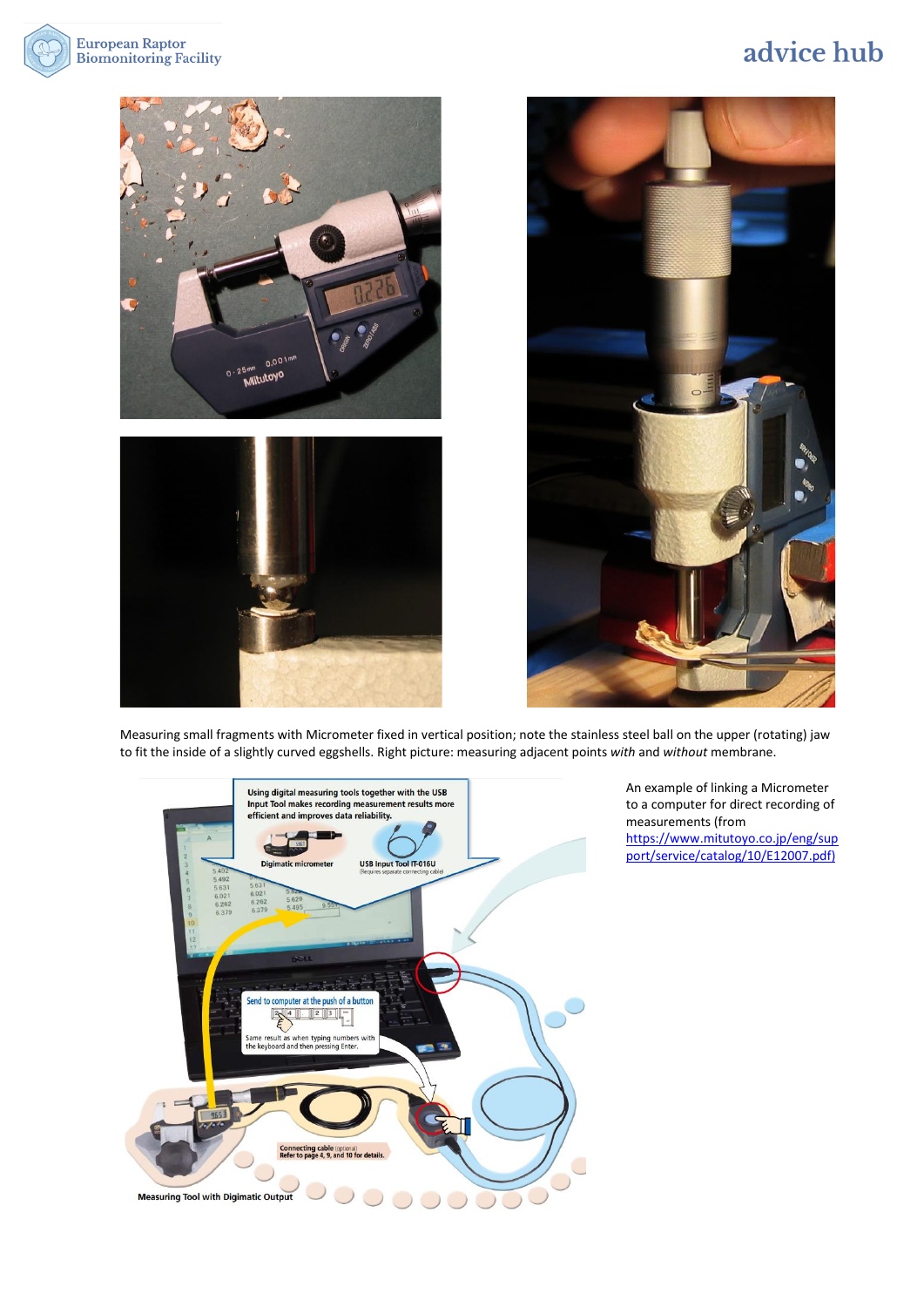Measuring small fragments with Micrometer fixed in vertical position; note the stainless steel ball on the upper (rotating) jaw to fit the inside of a slightly curved eggshells. Right picture: measuring adjacent points *with* and *without* membrane.

An example of linking a Micrometer to a computer for direct recording of measurements (from https://www.mitutoyo.co.jp/eng/support/service/catalog/10/E12007.pdf)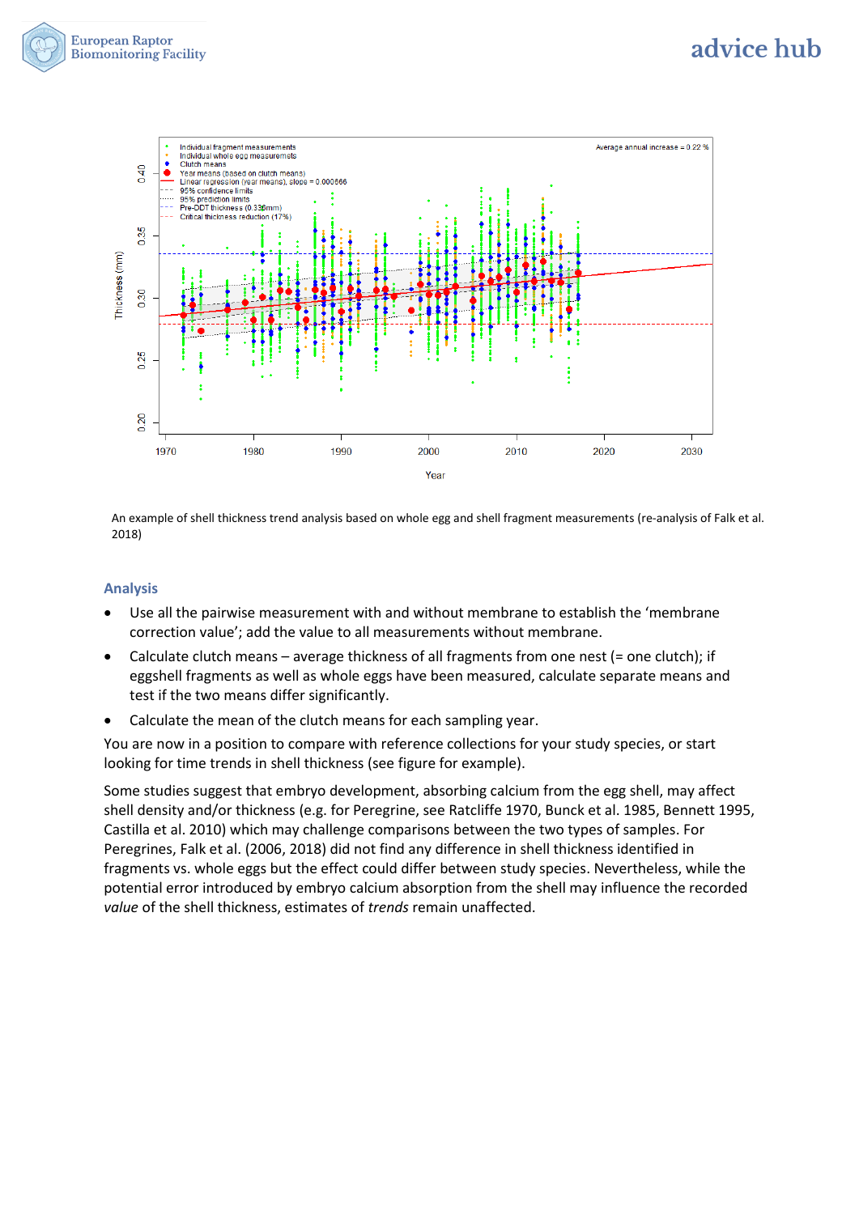An example of shell thickness trend analysis based on whole egg and shell fragment measurements (re-analysis of Falk et al. 2018)

## Analysis

- Use all the pairwise measurement with and without membrane to establish the 'membrane correction value'; add the value to all measurements without membrane.
- Calculate clutch means – average thickness of all fragments from one nest (= one clutch); if eggshell fragments as well as whole eggs have been measured, calculate separate means and test if the two means differ significantly.
- Calculate the mean of the clutch means for each sampling year.

You are now in a position to compare with reference collections for your study species, or start looking for time trends in shell thickness (see figure for example).

Some studies suggest that embryo development, absorbing calcium from the egg shell, may affect shell density and/or thickness (e.g. for Peregrine, see Ratcliffe 1970, Bunck et al. 1985, Bennett 1995, Castilla et al. 2010) which may challenge comparisons between the two types of samples. For Peregrines, Falk et al. (2006, 2018) did not find any difference in shell thickness identified in fragments vs. whole eggs but the effect could differ between study species. Nevertheless, while the potential error introduced by embryo calcium absorption from the shell may influence the recorded *value* of the shell thickness, estimates of *trends* remain unaffected.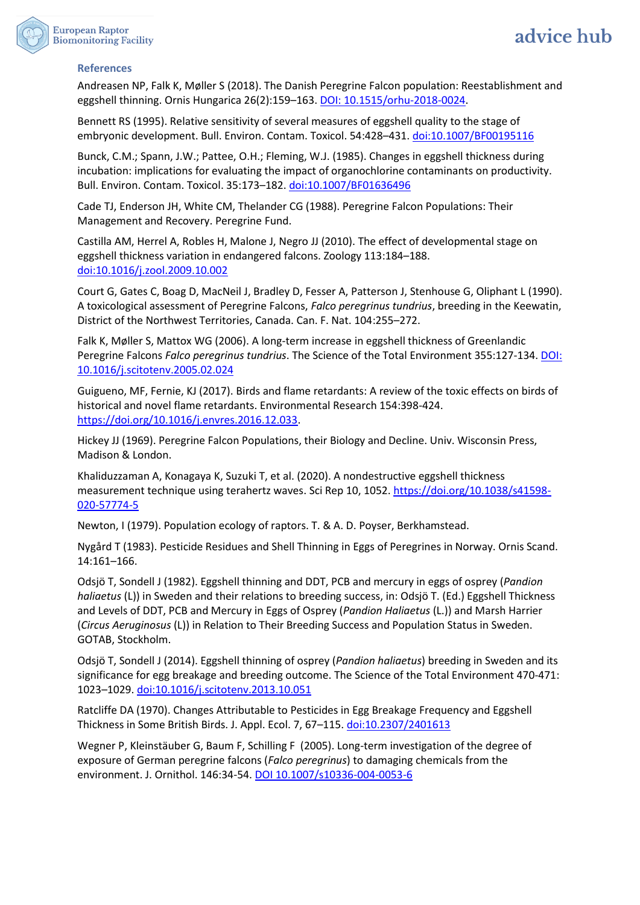### References

Andreasen NP, Falk K, Møller S (2018). The Danish Peregrine Falcon population: Reestablishment and eggshell thinning. Ornis Hungarica 26(2):159–163. DOI: 10.1515/orhu-2018-0024.

Bennett RS (1995). Relative sensitivity of several measures of eggshell quality to the stage of embryonic development. Bull. Environ. Contam. Toxicol. 54:428–431. doi:10.1007/BF00195116

Bunck, C.M.; Spann, J.W.; Pattee, O.H.; Fleming, W.J. (1985). Changes in eggshell thickness during incubation: implications for evaluating the impact of organochlorine contaminants on productivity. Bull. Environ. Contam. Toxicol. 35:173–182. doi:10.1007/BF01636496

Cade TJ, Enderson JH, White CM, Thelander CG (1988). Peregrine Falcon Populations: Their Management and Recovery. Peregrine Fund.

Castilla AM, Herrel A, Robles H, Malone J, Negro JJ (2010). The effect of developmental stage on eggshell thickness variation in endangered falcons. Zoology 113:184–188. doi:10.1016/j.zool.2009.10.002

Court G, Gates C, Boag D, MacNeil J, Bradley D, Fesser A, Patterson J, Stenhouse G, Oliphant L (1990). A toxicological assessment of Peregrine Falcons, *Falco peregrinus tundrius*, breeding in the Keewatin, District of the Northwest Territories, Canada. Can. F. Nat. 104:255–272.

Falk K, Møller S, Mattox WG (2006). A long-term increase in eggshell thickness of Greenlandic Peregrine Falcons *Falco peregrinus tundrius*. The Science of the Total Environment 355:127-134. DOI: 10.1016/j.scitotenv.2005.02.024

Guigueno, MF, Fernie, KJ (2017). Birds and flame retardants: A review of the toxic effects on birds of historical and novel flame retardants. Environmental Research 154:398-424. https://doi.org/10.1016/j.envres.2016.12.033.

Hickey JJ (1969). Peregrine Falcon Populations, their Biology and Decline. Univ. Wisconsin Press, Madison & London.

Khaliduzzaman A, Konagaya K, Suzuki T, et al. (2020). A nondestructive eggshell thickness measurement technique using terahertz waves. Sci Rep 10, 1052. https://doi.org/10.1038/s41598-020-57774-5

Newton, I (1979). Population ecology of raptors. T. & A. D. Poyser, Berkhamstead.

Nygård T (1983). Pesticide Residues and Shell Thinning in Eggs of Peregrines in Norway. Ornis Scand. 14:161–166.

Odsjö T, Sondell J (1982). Eggshell thinning and DDT, PCB and mercury in eggs of osprey (*Pandion haliaetus* (L)) in Sweden and their relations to breeding success, in: Odsjö T. (Ed.) Eggshell Thickness and Levels of DDT, PCB and Mercury in Eggs of Osprey (*Pandion Haliaetus* (L.)) and Marsh Harrier (*Circus Aeruginosus* (L)) in Relation to Their Breeding Success and Population Status in Sweden. GOTAB, Stockholm.

Odsjö T, Sondell J (2014). Eggshell thinning of osprey (*Pandion haliaetus*) breeding in Sweden and its significance for egg breakage and breeding outcome. The Science of the Total Environment 470-471: 1023–1029. doi:10.1016/j.scitotenv.2013.10.051

Ratcliffe DA (1970). Changes Attributable to Pesticides in Egg Breakage Frequency and Eggshell Thickness in Some British Birds. J. Appl. Ecol. 7, 67–115. doi:10.2307/2401613

Wegner P, Kleinstäuber G, Baum F, Schilling F (2005). Long-term investigation of the degree of exposure of German peregrine falcons (*Falco peregrinus*) to damaging chemicals from the environment. J. Ornithol. 146:34-54. DOI 10.1007/s10336-004-0053-6